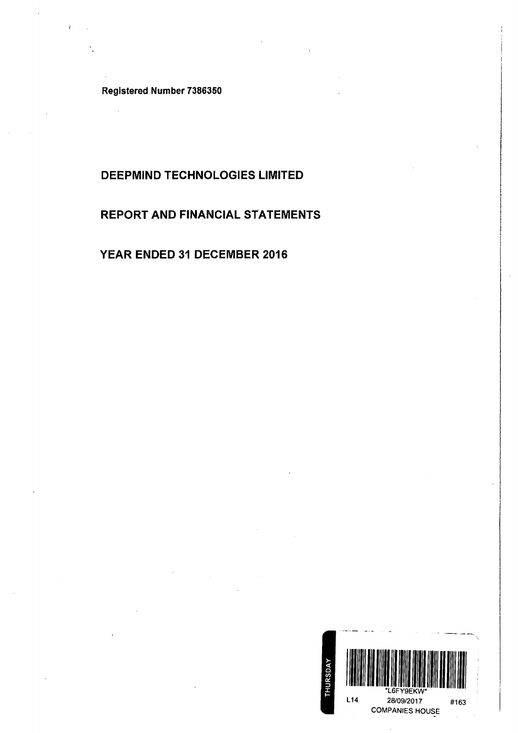**Registered Number 7386350**

# DEEPMIND TECHNOLOGIES LIMITED

## REPORT AND FINANCIAL STATEMENTS

## YEAR ENDED 31 DECEMBER 2016

THURSDAY

*L6FY9EKW*

L14 28/09/2017 #163

COMPANIES HOUSE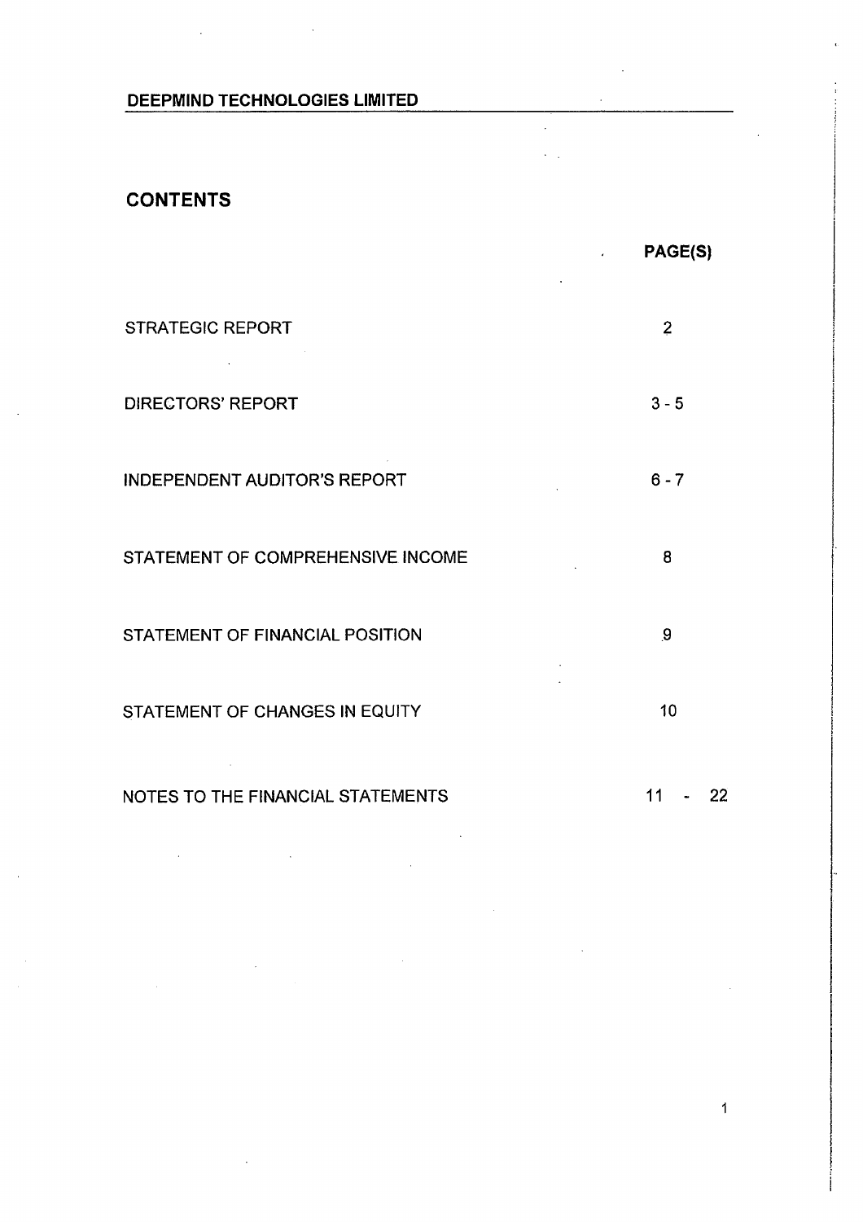DEEPMIND TECHNOLOGIES LIMITED

## CONTENTS

| | PAGE(S) |
|---|---|
| STRATEGIC REPORT | 2 |
| DIRECTORS' REPORT | 3 - 5 |
| INDEPENDENT AUDITOR'S REPORT | 6 - 7 |
| STATEMENT OF COMPREHENSIVE INCOME | 8 |
| STATEMENT OF FINANCIAL POSITION | 9 |
| STATEMENT OF CHANGES IN EQUITY | 10 |
| NOTES TO THE FINANCIAL STATEMENTS | 11 - 22 |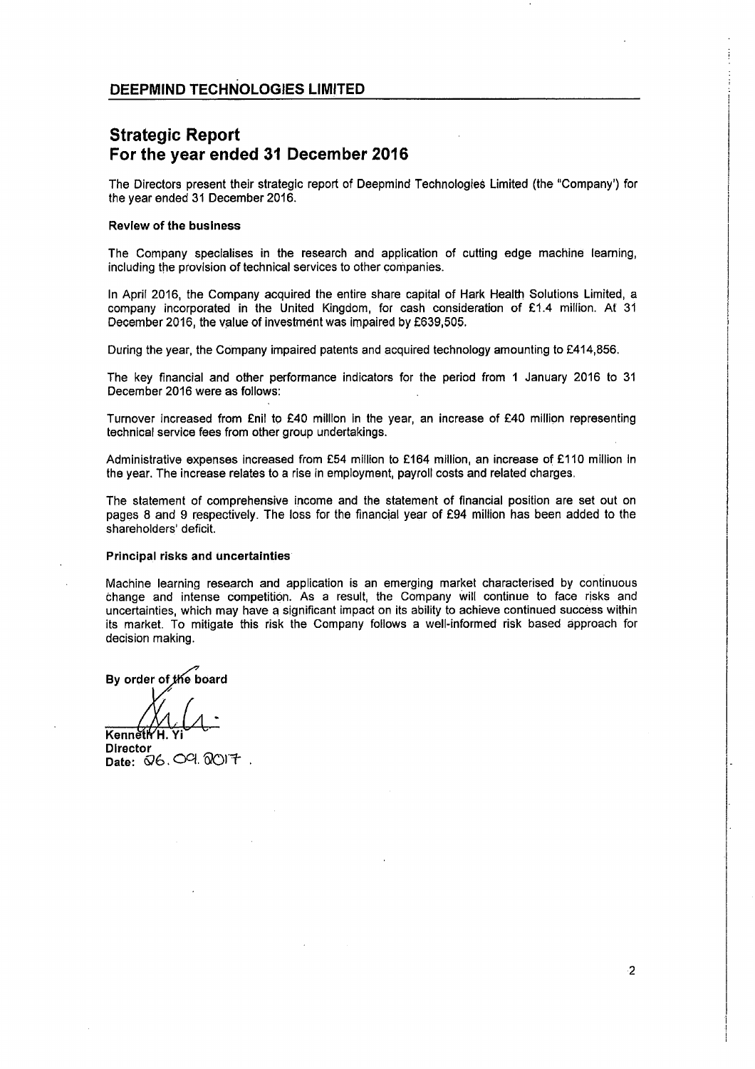## DEEPMIND TECHNOLOGIES LIMITED

# Strategic Report
# For the year ended 31 December 2016

The Directors present their strategic report of Deepmind Technologies Limited (the "Company') for the year ended 31 December 2016.

### Review of the business

The Company specialises in the research and application of cutting edge machine learning, including the provision of technical services to other companies.

In April 2016, the Company acquired the entire share capital of Hark Health Solutions Limited, a company incorporated in the United Kingdom, for cash consideration of £1.4 million. At 31 December 2016, the value of investment was impaired by £639,505.

During the year, the Company impaired patents and acquired technology amounting to £414,856.

The key financial and other performance indicators for the period from 1 January 2016 to 31 December 2016 were as follows:

Turnover increased from £nil to £40 million in the year, an increase of £40 million representing technical service fees from other group undertakings.

Administrative expenses increased from £54 million to £164 million, an increase of £110 million in the year. The increase relates to a rise in employment, payroll costs and related charges.

The statement of comprehensive income and the statement of financial position are set out on pages 8 and 9 respectively. The loss for the financial year of £94 million has been added to the shareholders' deficit.

### Principal risks and uncertainties

Machine learning research and application is an emerging market characterised by continuous change and intense competition. As a result, the Company will continue to face risks and uncertainties, which may have a significant impact on its ability to achieve continued success within its market. To mitigate this risk the Company follows a well-informed risk based approach for decision making.

**By order of the board**

Kenneth H. Yi
**Director**
**Date:** 06.09.2017 .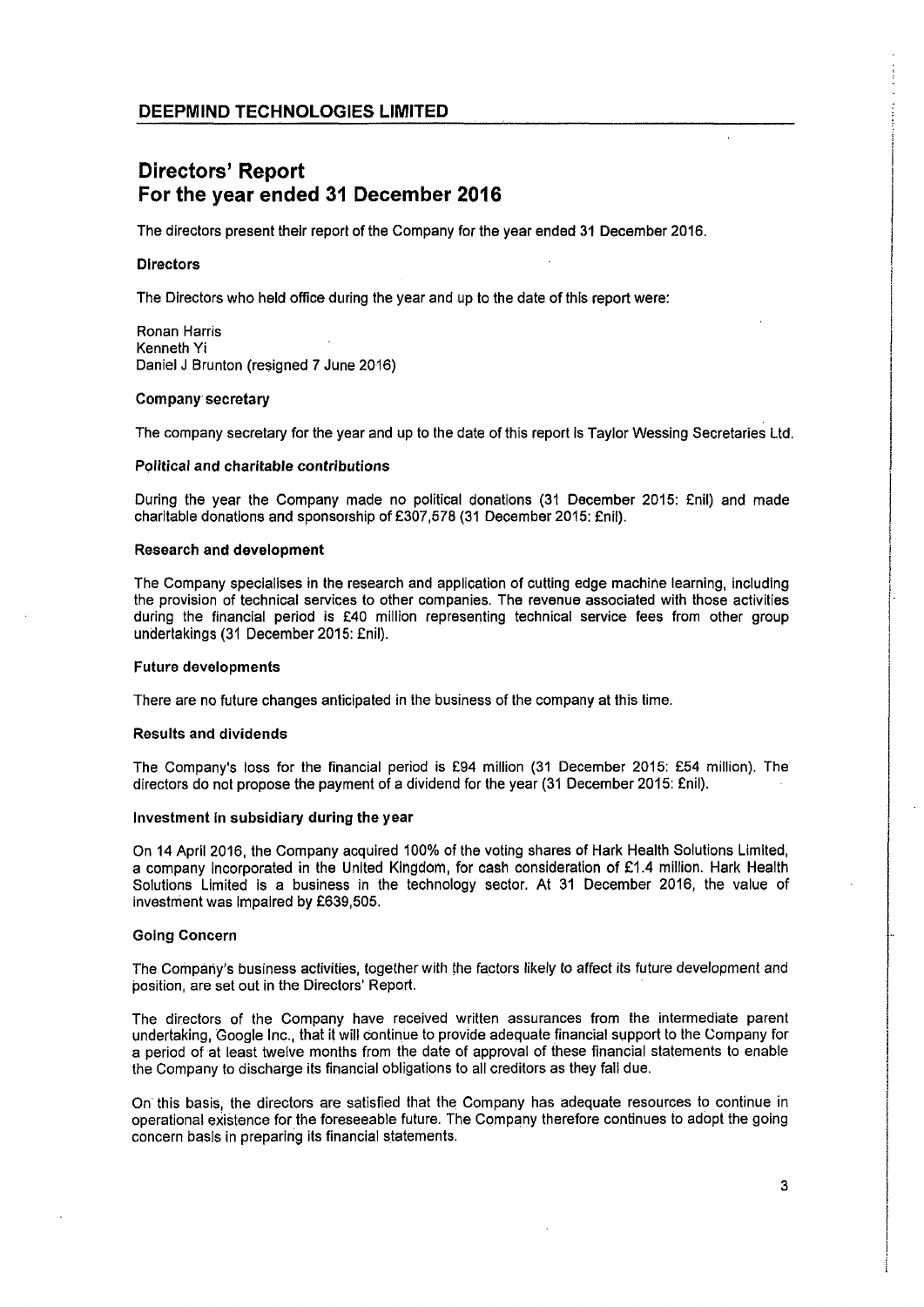## DEEPMIND TECHNOLOGIES LIMITED

# Directors' Report
# For the year ended 31 December 2016

The directors present their report of the Company for the year ended 31 December 2016.

### Directors

The Directors who held office during the year and up to the date of this report were:

Ronan Harris
Kenneth Yi
Daniel J Brunton (resigned 7 June 2016)

### Company secretary

The company secretary for the year and up to the date of this report is Taylor Wessing Secretaries Ltd.

### Political and charitable contributions

During the year the Company made no political donations (31 December 2015: £nil) and made charitable donations and sponsorship of £307,578 (31 December 2015: £nil).

### Research and development

The Company specialises in the research and application of cutting edge machine learning, including the provision of technical services to other companies. The revenue associated with those activities during the financial period is £40 million representing technical service fees from other group undertakings (31 December 2015: £nil).

### Future developments

There are no future changes anticipated in the business of the company at this time.

### Results and dividends

The Company's loss for the financial period is £94 million (31 December 2015: £54 million). The directors do not propose the payment of a dividend for the year (31 December 2015: £nil).

### Investment in subsidiary during the year

On 14 April 2016, the Company acquired 100% of the voting shares of Hark Health Solutions Limited, a company incorporated in the United Kingdom, for cash consideration of £1.4 million. Hark Health Solutions Limited is a business in the technology sector. At 31 December 2016, the value of investment was impaired by £639,505.

### Going Concern

The Company's business activities, together with the factors likely to affect its future development and position, are set out in the Directors' Report.

The directors of the Company have received written assurances from the intermediate parent undertaking, Google Inc., that it will continue to provide adequate financial support to the Company for a period of at least twelve months from the date of approval of these financial statements to enable the Company to discharge its financial obligations to all creditors as they fall due.

On this basis, the directors are satisfied that the Company has adequate resources to continue in operational existence for the foreseeable future. The Company therefore continues to adopt the going concern basis in preparing its financial statements.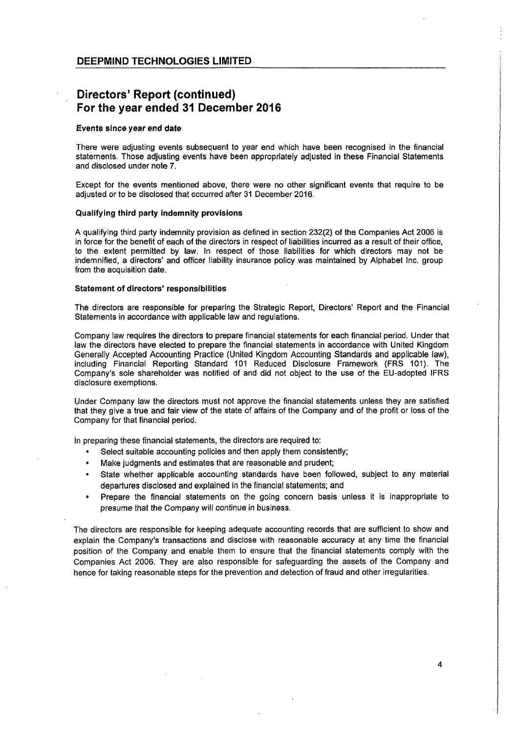## DEEPMIND TECHNOLOGIES LIMITED

# Directors' Report (continued)
# For the year ended 31 December 2016

### Events since year end date

There were adjusting events subsequent to year end which have been recognised in the financial statements. Those adjusting events have been appropriately adjusted in these Financial Statements and disclosed under note 7.

Except for the events mentioned above, there were no other significant events that require to be adjusted or to be disclosed that occurred after 31 December 2016.

### Qualifying third party indemnity provisions

A qualifying third party indemnity provision as defined in section 232(2) of the Companies Act 2006 is in force for the benefit of each of the directors in respect of liabilities incurred as a result of their office, to the extent permitted by law. In respect of those liabilities for which directors may not be indemnified, a directors' and officer liability insurance policy was maintained by Alphabet Inc. group from the acquisition date.

### Statement of directors' responsibilities

The directors are responsible for preparing the Strategic Report, Directors' Report and the Financial Statements in accordance with applicable law and regulations.

Company law requires the directors to prepare financial statements for each financial period. Under that law the directors have elected to prepare the financial statements in accordance with United Kingdom Generally Accepted Accounting Practice (United Kingdom Accounting Standards and applicable law), including Financial Reporting Standard 101 Reduced Disclosure Framework (FRS 101). The Company's sole shareholder was notified of and did not object to the use of the EU-adopted IFRS disclosure exemptions.

Under Company law the directors must not approve the financial statements unless they are satisfied that they give a true and fair view of the state of affairs of the Company and of the profit or loss of the Company for that financial period.

In preparing these financial statements, the directors are required to:

- Select suitable accounting policies and then apply them consistently;
- Make judgments and estimates that are reasonable and prudent;
- State whether applicable accounting standards have been followed, subject to any material departures disclosed and explained in the financial statements; and
- Prepare the financial statements on the going concern basis unless it is inappropriate to presume that the Company will continue in business.

The directors are responsible for keeping adequate accounting records that are sufficient to show and explain the Company's transactions and disclose with reasonable accuracy at any time the financial position of the Company and enable them to ensure that the financial statements comply with the Companies Act 2006. They are also responsible for safeguarding the assets of the Company and hence for taking reasonable steps for the prevention and detection of fraud and other irregularities.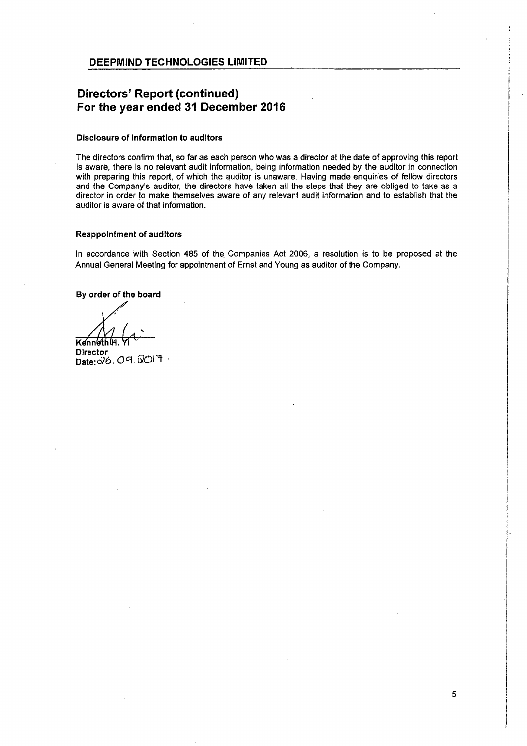## DEEPMIND TECHNOLOGIES LIMITED

# Directors' Report (continued)
# For the year ended 31 December 2016

### Disclosure of information to auditors

The directors confirm that, so far as each person who was a director at the date of approving this report is aware, there is no relevant audit information, being information needed by the auditor in connection with preparing this report, of which the auditor is unaware. Having made enquiries of fellow directors and the Company's auditor, the directors have taken all the steps that they are obliged to take as a director in order to make themselves aware of any relevant audit information and to establish that the auditor is aware of that information.

### Reappointment of auditors

In accordance with Section 485 of the Companies Act 2006, a resolution is to be proposed at the Annual General Meeting for appointment of Ernst and Young as auditor of the Company.

**By order of the board**

Kenneth H. Yi
**Director**
**Date:** 26.09.2017.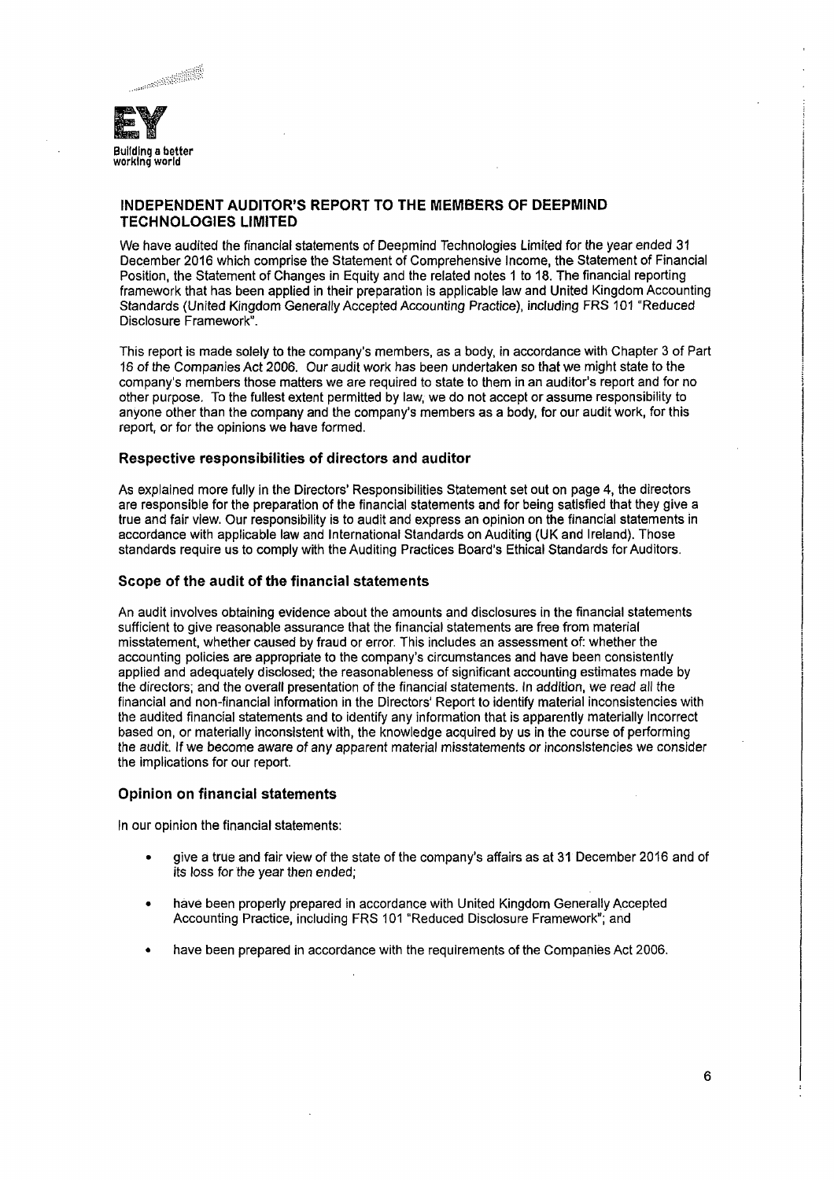EY

Building a better working world

# INDEPENDENT AUDITOR'S REPORT TO THE MEMBERS OF DEEPMIND TECHNOLOGIES LIMITED

We have audited the financial statements of Deepmind Technologies Limited for the year ended 31 December 2016 which comprise the Statement of Comprehensive Income, the Statement of Financial Position, the Statement of Changes in Equity and the related notes 1 to 18. The financial reporting framework that has been applied in their preparation is applicable law and United Kingdom Accounting Standards (United Kingdom Generally Accepted Accounting Practice), including FRS 101 "Reduced Disclosure Framework".

This report is made solely to the company's members, as a body, in accordance with Chapter 3 of Part 16 of the Companies Act 2006. Our audit work has been undertaken so that we might state to the company's members those matters we are required to state to them in an auditor's report and for no other purpose. To the fullest extent permitted by law, we do not accept or assume responsibility to anyone other than the company and the company's members as a body, for our audit work, for this report, or for the opinions we have formed.

## Respective responsibilities of directors and auditor

As explained more fully in the Directors' Responsibilities Statement set out on page 4, the directors are responsible for the preparation of the financial statements and for being satisfied that they give a true and fair view. Our responsibility is to audit and express an opinion on the financial statements in accordance with applicable law and International Standards on Auditing (UK and Ireland). Those standards require us to comply with the Auditing Practices Board's Ethical Standards for Auditors.

## Scope of the audit of the financial statements

An audit involves obtaining evidence about the amounts and disclosures in the financial statements sufficient to give reasonable assurance that the financial statements are free from material misstatement, whether caused by fraud or error. This includes an assessment of: whether the accounting policies are appropriate to the company's circumstances and have been consistently applied and adequately disclosed; the reasonableness of significant accounting estimates made by the directors; and the overall presentation of the financial statements. In addition, we read all the financial and non-financial information in the Directors' Report to identify material inconsistencies with the audited financial statements and to identify any information that is apparently materially incorrect based on, or materially inconsistent with, the knowledge acquired by us in the course of performing the audit. If we become aware of any apparent material misstatements or inconsistencies we consider the implications for our report.

## Opinion on financial statements

In our opinion the financial statements:

- give a true and fair view of the state of the company's affairs as at 31 December 2016 and of its loss for the year then ended;
- have been properly prepared in accordance with United Kingdom Generally Accepted Accounting Practice, including FRS 101 "Reduced Disclosure Framework"; and
- have been prepared in accordance with the requirements of the Companies Act 2006.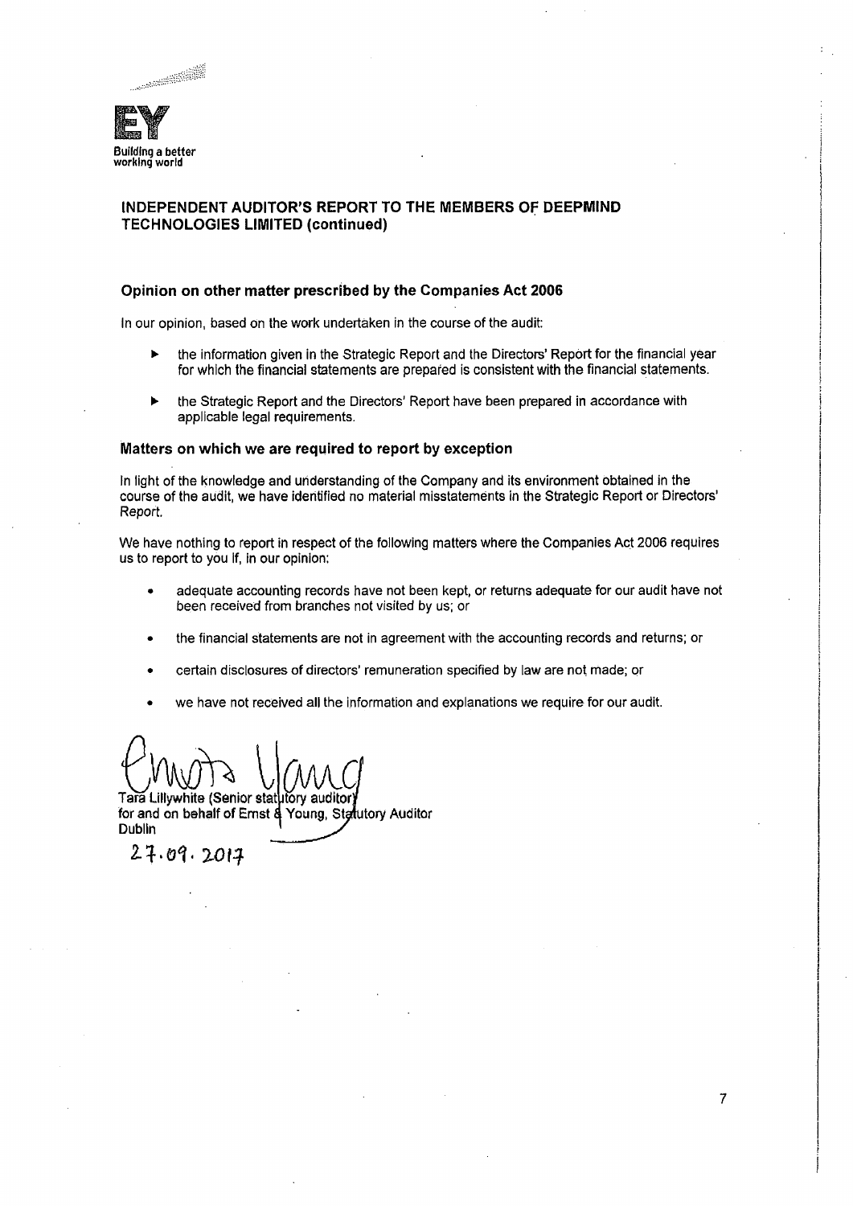EY

Building a better working world

## INDEPENDENT AUDITOR'S REPORT TO THE MEMBERS OF DEEPMIND TECHNOLOGIES LIMITED (continued)

### Opinion on other matter prescribed by the Companies Act 2006

In our opinion, based on the work undertaken in the course of the audit:

- the information given in the Strategic Report and the Directors' Report for the financial year for which the financial statements are prepared is consistent with the financial statements.
- the Strategic Report and the Directors' Report have been prepared in accordance with applicable legal requirements.

### Matters on which we are required to report by exception

In light of the knowledge and understanding of the Company and its environment obtained in the course of the audit, we have identified no material misstatements in the Strategic Report or Directors' Report.

We have nothing to report in respect of the following matters where the Companies Act 2006 requires us to report to you if, in our opinion:

- adequate accounting records have not been kept, or returns adequate for our audit have not been received from branches not visited by us; or
- the financial statements are not in agreement with the accounting records and returns; or
- certain disclosures of directors' remuneration specified by law are not made; or
- we have not received all the information and explanations we require for our audit.

Tara Lillywhite (Senior statutory auditor)
for and on behalf of Ernst & Young, Statutory Auditor
Dublin

27.09.2017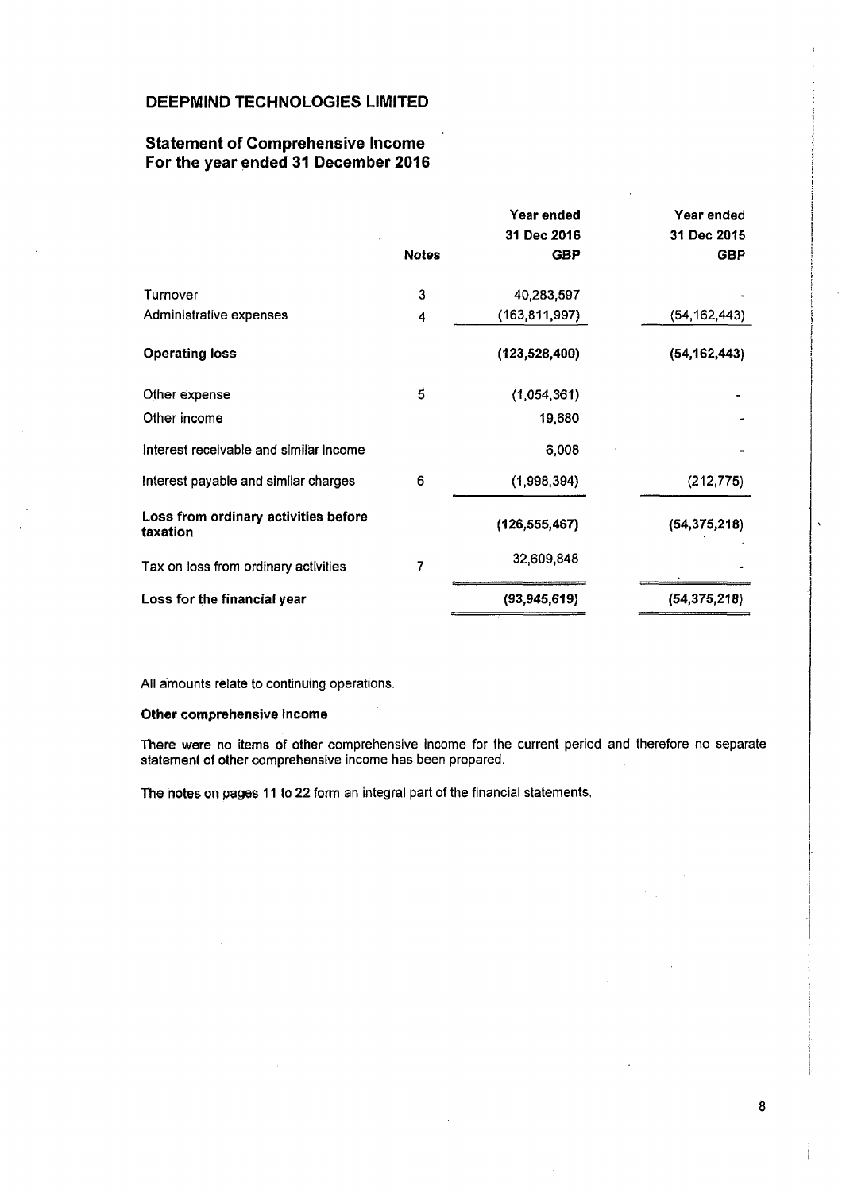# DEEPMIND TECHNOLOGIES LIMITED

## Statement of Comprehensive Income
## For the year ended 31 December 2016

| | Notes | Year ended 31 Dec 2016 GBP | Year ended 31 Dec 2015 GBP |
|---|---|---|---|
| Turnover | 3 | 40,283,597 | - |
| Administrative expenses | 4 | (163,811,997) | (54,162,443) |
| **Operating loss** | | **(123,528,400)** | **(54,162,443)** |
| Other expense | 5 | (1,054,361) | - |
| Other income | | 19,680 | - |
| Interest receivable and similar income | | 6,008 | - |
| Interest payable and similar charges | 6 | (1,998,394) | (212,775) |
| **Loss from ordinary activities before taxation** | | **(126,555,467)** | **(54,375,218)** |
| Tax on loss from ordinary activities | 7 | 32,609,848 | - |
| **Loss for the financial year** | | **(93,945,619)** | **(54,375,218)** |

All amounts relate to continuing operations.

**Other comprehensive income**

There were no items of other comprehensive income for the current period and therefore no separate statement of other comprehensive income has been prepared.

The notes on pages 11 to 22 form an integral part of the financial statements.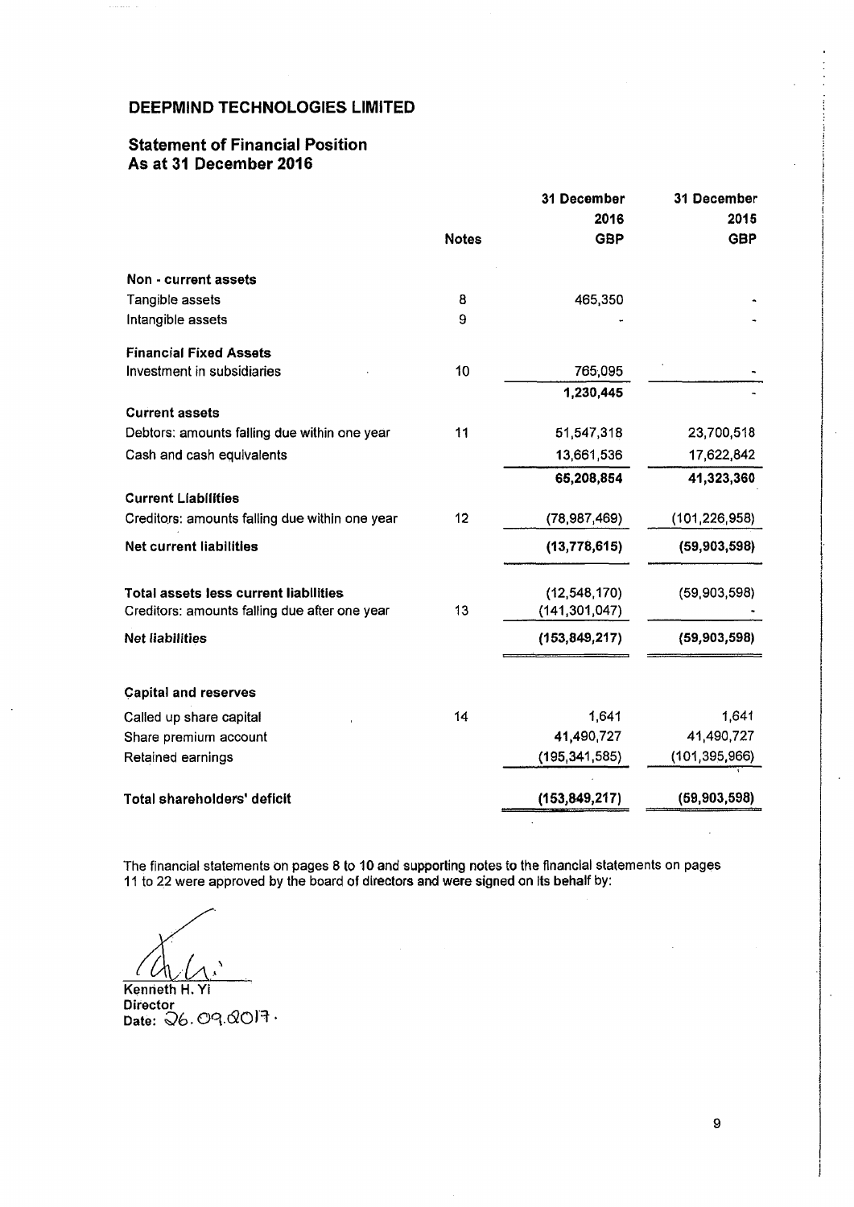## DEEPMIND TECHNOLOGIES LIMITED

## Statement of Financial Position
## As at 31 December 2016

| | Notes | 31 December 2016 GBP | 31 December 2015 GBP |
|---|---|---|---|
| **Non - current assets** | | | |
| Tangible assets | 8 | 465,350 | - |
| Intangible assets | 9 | - | - |
| **Financial Fixed Assets** | | | |
| Investment in subsidiaries | 10 | 765,095 | - |
| | | **1,230,445** | - |
| **Current assets** | | | |
| Debtors: amounts falling due within one year | 11 | 51,547,318 | 23,700,518 |
| Cash and cash equivalents | | 13,661,536 | 17,622,842 |
| | | **65,208,854** | **41,323,360** |
| **Current Liabilities** | | | |
| Creditors: amounts falling due within one year | 12 | (78,987,469) | (101,226,958) |
| **Net current liabilities** | | **(13,778,615)** | **(59,903,598)** |
| **Total assets less current liabilities** | | (12,548,170) | (59,903,598) |
| Creditors: amounts falling due after one year | 13 | (141,301,047) | - |
| ***Net liabilities*** | | **(153,849,217)** | **(59,903,598)** |
| **Capital and reserves** | | | |
| Called up share capital | 14 | 1,641 | 1,641 |
| Share premium account | | 41,490,727 | 41,490,727 |
| Retained earnings | | (195,341,585) | (101,395,966) |
| **Total shareholders' deficit** | | **(153,849,217)** | **(59,903,598)** |

The financial statements on pages 8 to 10 and supporting notes to the financial statements on pages 11 to 22 were approved by the board of directors and were signed on its behalf by:

Kenneth H. Yi
**Director**
**Date:** 26.09.2017.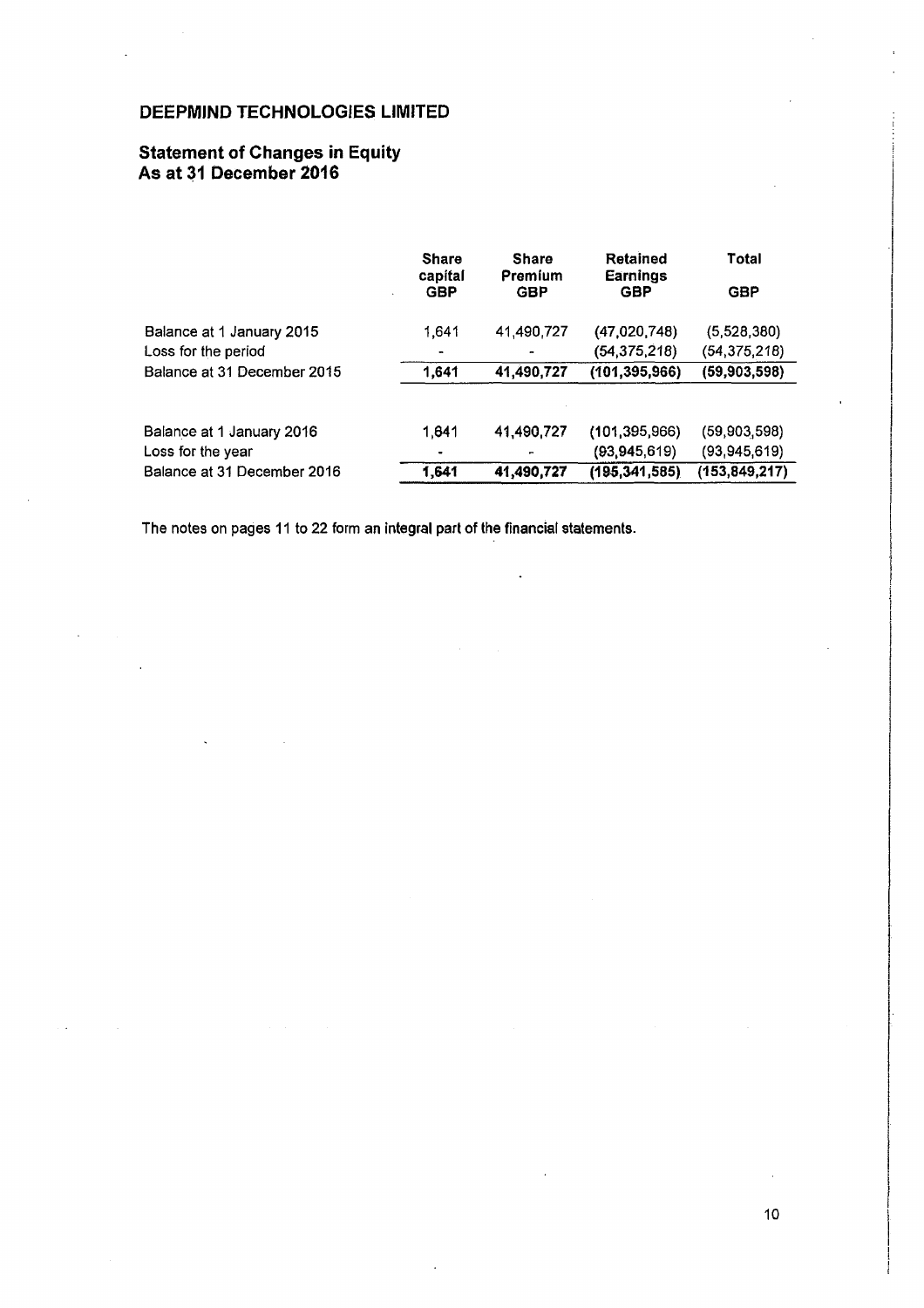# DEEPMIND TECHNOLOGIES LIMITED

## Statement of Changes in Equity
## As at 31 December 2016

| | Share capital GBP | Share Premium GBP | Retained Earnings GBP | Total GBP |
|---|---|---|---|---|
| Balance at 1 January 2015 | 1,641 | 41,490,727 | (47,020,748) | (5,528,380) |
| Loss for the period | - | - | (54,375,218) | (54,375,218) |
| **Balance at 31 December 2015** | **1,641** | **41,490,727** | **(101,395,966)** | **(59,903,598)** |
| | | | | |
| Balance at 1 January 2016 | 1,641 | 41,490,727 | (101,395,966) | (59,903,598) |
| Loss for the year | - | - | (93,945,619) | (93,945,619) |
| **Balance at 31 December 2016** | **1,641** | **41,490,727** | **(195,341,585)** | **(153,849,217)** |

The notes on pages 11 to 22 form an integral part of the financial statements.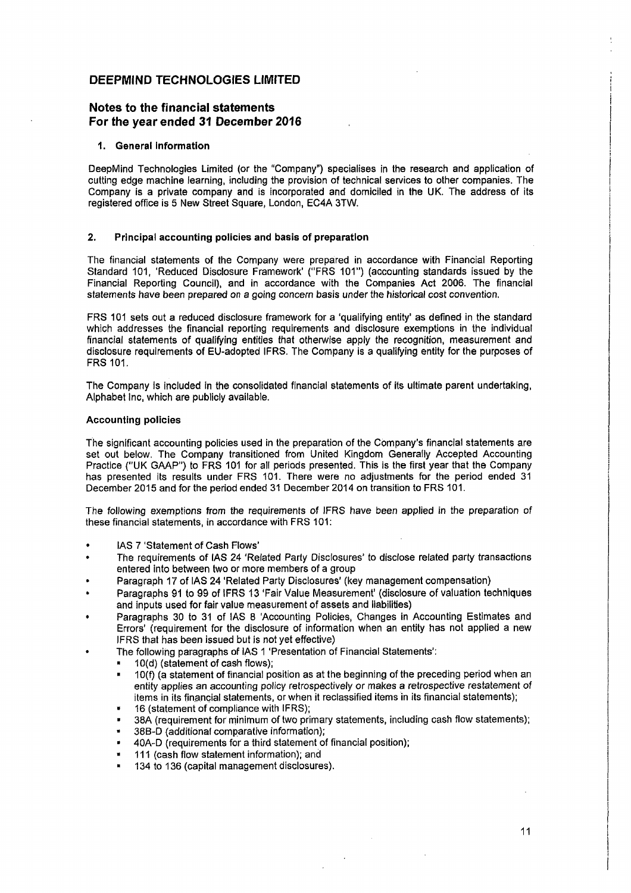# DEEPMIND TECHNOLOGIES LIMITED

## Notes to the financial statements
## For the year ended 31 December 2016

### 1. General Information

DeepMind Technologies Limited (or the "Company") specialises in the research and application of cutting edge machine learning, including the provision of technical services to other companies. The Company is a private company and is incorporated and domiciled in the UK. The address of its registered office is 5 New Street Square, London, EC4A 3TW.

### 2. Principal accounting policies and basis of preparation

The financial statements of the Company were prepared in accordance with Financial Reporting Standard 101, 'Reduced Disclosure Framework' ("FRS 101") (accounting standards issued by the Financial Reporting Council), and in accordance with the Companies Act 2006. The financial statements have been prepared on a going concern basis under the historical cost convention.

FRS 101 sets out a reduced disclosure framework for a 'qualifying entity' as defined in the standard which addresses the financial reporting requirements and disclosure exemptions in the individual financial statements of qualifying entities that otherwise apply the recognition, measurement and disclosure requirements of EU-adopted IFRS. The Company is a qualifying entity for the purposes of FRS 101.

The Company is included in the consolidated financial statements of its ultimate parent undertaking, Alphabet Inc, which are publicly available.

#### Accounting policies

The significant accounting policies used in the preparation of the Company's financial statements are set out below. The Company transitioned from United Kingdom Generally Accepted Accounting Practice ("UK GAAP") to FRS 101 for all periods presented. This is the first year that the Company has presented its results under FRS 101. There were no adjustments for the period ended 31 December 2015 and for the period ended 31 December 2014 on transition to FRS 101.

The following exemptions from the requirements of IFRS have been applied in the preparation of these financial statements, in accordance with FRS 101:

- IAS 7 'Statement of Cash Flows'
- The requirements of IAS 24 'Related Party Disclosures' to disclose related party transactions entered into between two or more members of a group
- Paragraph 17 of IAS 24 'Related Party Disclosures' (key management compensation)
- Paragraphs 91 to 99 of IFRS 13 'Fair Value Measurement' (disclosure of valuation techniques and inputs used for fair value measurement of assets and liabilities)
- Paragraphs 30 to 31 of IAS 8 'Accounting Policies, Changes in Accounting Estimates and Errors' (requirement for the disclosure of information when an entity has not applied a new IFRS that has been issued but is not yet effective)
- The following paragraphs of IAS 1 'Presentation of Financial Statements':
  - 10(d) (statement of cash flows);
  - 10(f) (a statement of financial position as at the beginning of the preceding period when an entity applies an accounting policy retrospectively or makes a retrospective restatement of items in its financial statements, or when it reclassified items in its financial statements);
  - 16 (statement of compliance with IFRS);
  - 38A (requirement for minimum of two primary statements, including cash flow statements);
  - 38B-D (additional comparative information);
  - 40A-D (requirements for a third statement of financial position);
  - 111 (cash flow statement information); and
  - 134 to 136 (capital management disclosures).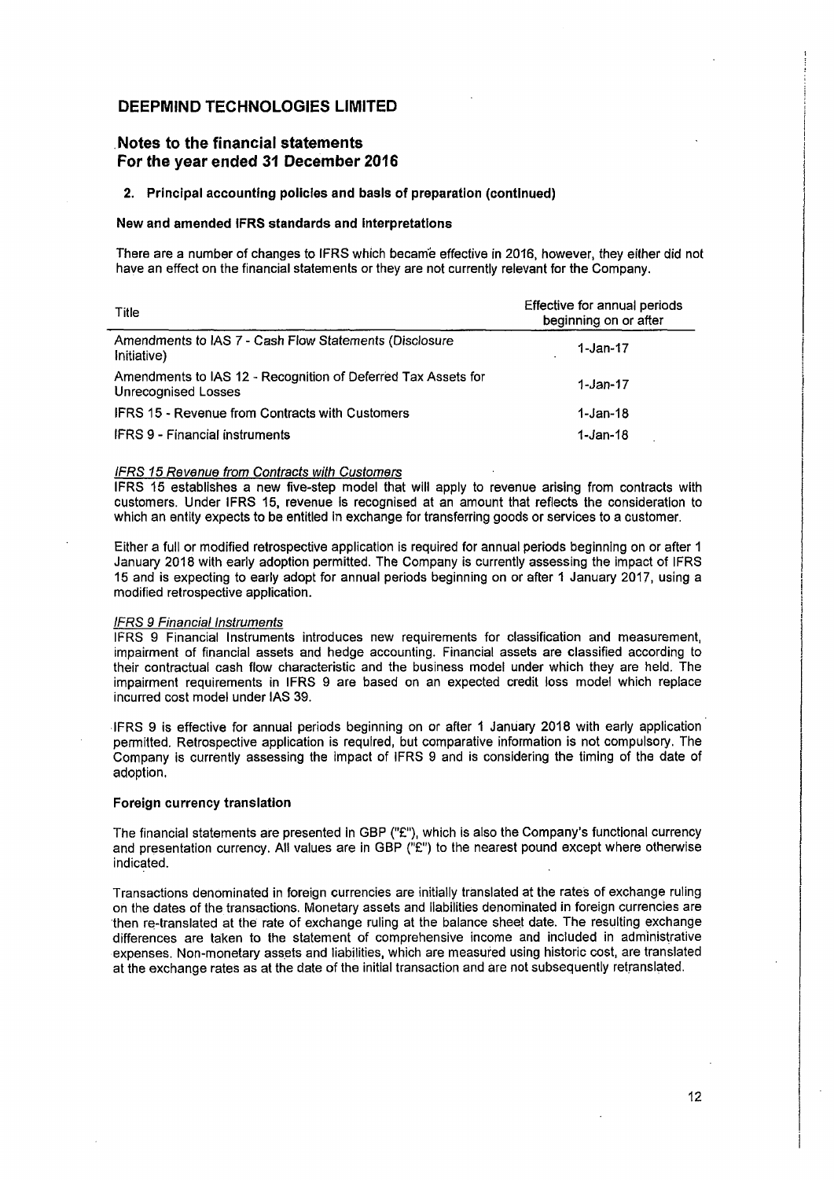# DEEPMIND TECHNOLOGIES LIMITED

## Notes to the financial statements
## For the year ended 31 December 2016

### 2. Principal accounting policies and basis of preparation (continued)

#### New and amended IFRS standards and interpretations

There are a number of changes to IFRS which became effective in 2016, however, they either did not have an effect on the financial statements or they are not currently relevant for the Company.

| Title | Effective for annual periods beginning on or after |
|---|---|
| Amendments to IAS 7 - Cash Flow Statements (Disclosure Initiative) | 1-Jan-17 |
| Amendments to IAS 12 - Recognition of Deferred Tax Assets for Unrecognised Losses | 1-Jan-17 |
| IFRS 15 - Revenue from Contracts with Customers | 1-Jan-18 |
| IFRS 9 - Financial instruments | 1-Jan-18 |

*IFRS 15 Revenue from Contracts with Customers*

IFRS 15 establishes a new five-step model that will apply to revenue arising from contracts with customers. Under IFRS 15, revenue is recognised at an amount that reflects the consideration to which an entity expects to be entitled in exchange for transferring goods or services to a customer.

Either a full or modified retrospective application is required for annual periods beginning on or after 1 January 2018 with early adoption permitted. The Company is currently assessing the impact of IFRS 15 and is expecting to early adopt for annual periods beginning on or after 1 January 2017, using a modified retrospective application.

*IFRS 9 Financial Instruments*

IFRS 9 Financial Instruments introduces new requirements for classification and measurement, impairment of financial assets and hedge accounting. Financial assets are classified according to their contractual cash flow characteristic and the business model under which they are held. The impairment requirements in IFRS 9 are based on an expected credit loss model which replace incurred cost model under IAS 39.

IFRS 9 is effective for annual periods beginning on or after 1 January 2018 with early application permitted. Retrospective application is required, but comparative information is not compulsory. The Company is currently assessing the impact of IFRS 9 and is considering the timing of the date of adoption.

#### Foreign currency translation

The financial statements are presented in GBP ("£"), which is also the Company's functional currency and presentation currency. All values are in GBP ("£") to the nearest pound except where otherwise indicated.

Transactions denominated in foreign currencies are initially translated at the rates of exchange ruling on the dates of the transactions. Monetary assets and liabilities denominated in foreign currencies are then re-translated at the rate of exchange ruling at the balance sheet date. The resulting exchange differences are taken to the statement of comprehensive income and included in administrative expenses. Non-monetary assets and liabilities, which are measured using historic cost, are translated at the exchange rates as at the date of the initial transaction and are not subsequently retranslated.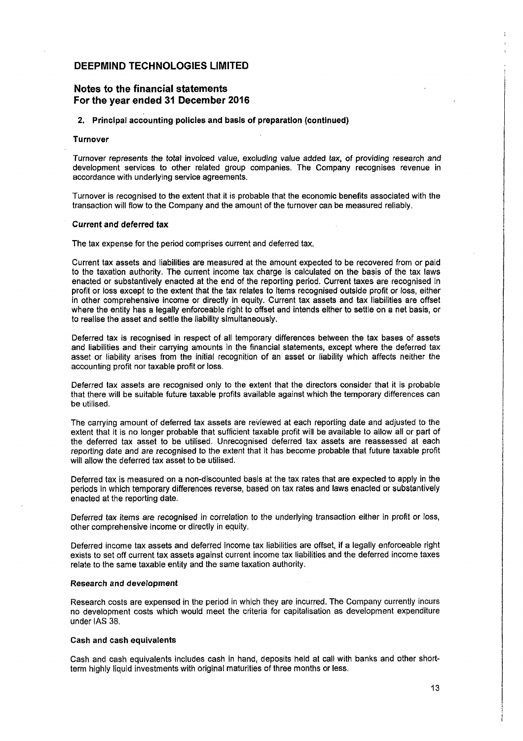# DEEPMIND TECHNOLOGIES LIMITED

## Notes to the financial statements
## For the year ended 31 December 2016

### 2. Principal accounting policies and basis of preparation (continued)

#### Turnover

Turnover represents the total invoiced value, excluding value added tax, of providing research and development services to other related group companies. The Company recognises revenue in accordance with underlying service agreements.

Turnover is recognised to the extent that it is probable that the economic benefits associated with the transaction will flow to the Company and the amount of the turnover can be measured reliably.

#### Current and deferred tax

The tax expense for the period comprises current and deferred tax.

Current tax assets and liabilities are measured at the amount expected to be recovered from or paid to the taxation authority. The current income tax charge is calculated on the basis of the tax laws enacted or substantively enacted at the end of the reporting period. Current taxes are recognised in profit or loss except to the extent that the tax relates to items recognised outside profit or loss, either in other comprehensive income or directly in equity. Current tax assets and tax liabilities are offset where the entity has a legally enforceable right to offset and intends either to settle on a net basis, or to realise the asset and settle the liability simultaneously.

Deferred tax is recognised in respect of all temporary differences between the tax bases of assets and liabilities and their carrying amounts in the financial statements, except where the deferred tax asset or liability arises from the initial recognition of an asset or liability which affects neither the accounting profit nor taxable profit or loss.

Deferred tax assets are recognised only to the extent that the directors consider that it is probable that there will be suitable future taxable profits available against which the temporary differences can be utilised.

The carrying amount of deferred tax assets are reviewed at each reporting date and adjusted to the extent that it is no longer probable that sufficient taxable profit will be available to allow all or part of the deferred tax asset to be utilised. Unrecognised deferred tax assets are reassessed at each reporting date and are recognised to the extent that it has become probable that future taxable profit will allow the deferred tax asset to be utilised.

Deferred tax is measured on a non-discounted basis at the tax rates that are expected to apply in the periods in which temporary differences reverse, based on tax rates and laws enacted or substantively enacted at the reporting date.

Deferred tax items are recognised in correlation to the underlying transaction either in profit or loss, other comprehensive income or directly in equity.

Deferred income tax assets and deferred income tax liabilities are offset, if a legally enforceable right exists to set off current tax assets against current income tax liabilities and the deferred income taxes relate to the same taxable entity and the same taxation authority.

#### Research and development

Research costs are expensed in the period in which they are incurred. The Company currently incurs no development costs which would meet the criteria for capitalisation as development expenditure under IAS 38.

#### Cash and cash equivalents

Cash and cash equivalents includes cash in hand, deposits held at call with banks and other short-term highly liquid investments with original maturities of three months or less.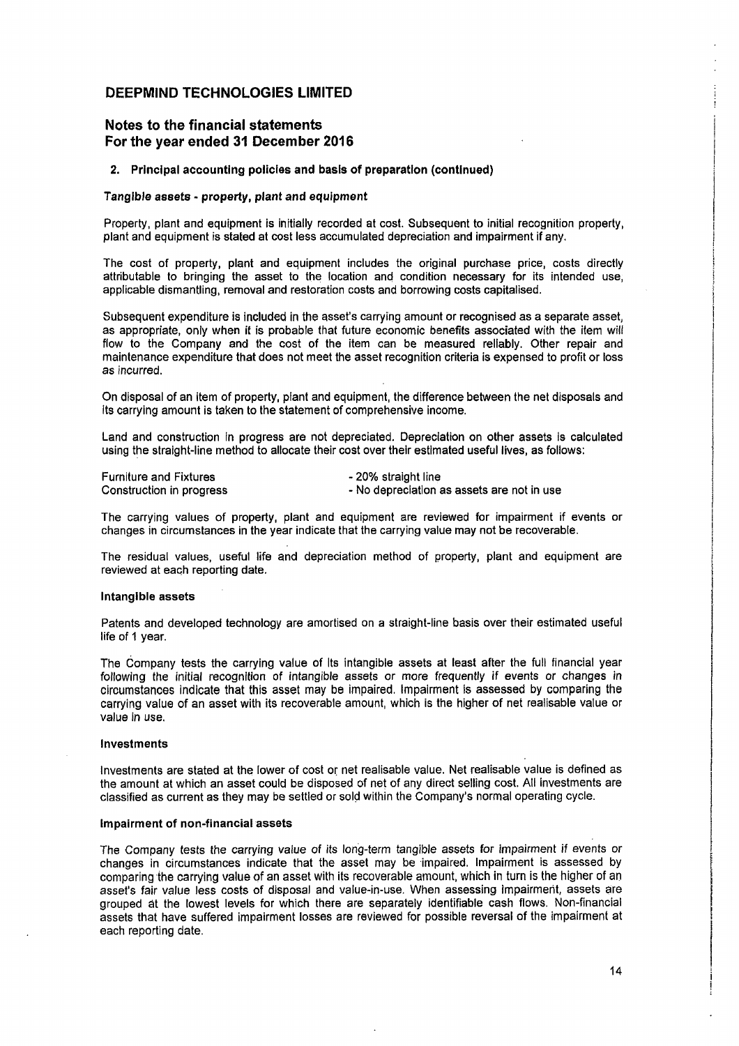# DEEPMIND TECHNOLOGIES LIMITED

## Notes to the financial statements
## For the year ended 31 December 2016

### 2. Principal accounting policies and basis of preparation (continued)

***Tangible assets - property, plant and equipment***

Property, plant and equipment is initially recorded at cost. Subsequent to initial recognition property, plant and equipment is stated at cost less accumulated depreciation and impairment if any.

The cost of property, plant and equipment includes the original purchase price, costs directly attributable to bringing the asset to the location and condition necessary for its intended use, applicable dismantling, removal and restoration costs and borrowing costs capitalised.

Subsequent expenditure is included in the asset's carrying amount or recognised as a separate asset, as appropriate, only when it is probable that future economic benefits associated with the item will flow to the Company and the cost of the item can be measured reliably. Other repair and maintenance expenditure that does not meet the asset recognition criteria is expensed to profit or loss as incurred.

On disposal of an item of property, plant and equipment, the difference between the net disposals and its carrying amount is taken to the statement of comprehensive income.

Land and construction in progress are not depreciated. Depreciation on other assets is calculated using the straight-line method to allocate their cost over their estimated useful lives, as follows:

| | |
|---|---|
| Furniture and Fixtures | - 20% straight line |
| Construction in progress | - No depreciation as assets are not in use |

The carrying values of property, plant and equipment are reviewed for impairment if events or changes in circumstances in the year indicate that the carrying value may not be recoverable.

The residual values, useful life and depreciation method of property, plant and equipment are reviewed at each reporting date.

**Intangible assets**

Patents and developed technology are amortised on a straight-line basis over their estimated useful life of 1 year.

The Company tests the carrying value of its intangible assets at least after the full financial year following the initial recognition of intangible assets or more frequently if events or changes in circumstances indicate that this asset may be impaired. Impairment is assessed by comparing the carrying value of an asset with its recoverable amount, which is the higher of net realisable value or value in use.

**Investments**

Investments are stated at the lower of cost or net realisable value. Net realisable value is defined as the amount at which an asset could be disposed of net of any direct selling cost. All investments are classified as current as they may be settled or sold within the Company's normal operating cycle.

**Impairment of non-financial assets**

The Company tests the carrying value of its long-term tangible assets for impairment if events or changes in circumstances indicate that the asset may be impaired. Impairment is assessed by comparing the carrying value of an asset with its recoverable amount, which in turn is the higher of an asset's fair value less costs of disposal and value-in-use. When assessing impairment, assets are grouped at the lowest levels for which there are separately identifiable cash flows. Non-financial assets that have suffered impairment losses are reviewed for possible reversal of the impairment at each reporting date.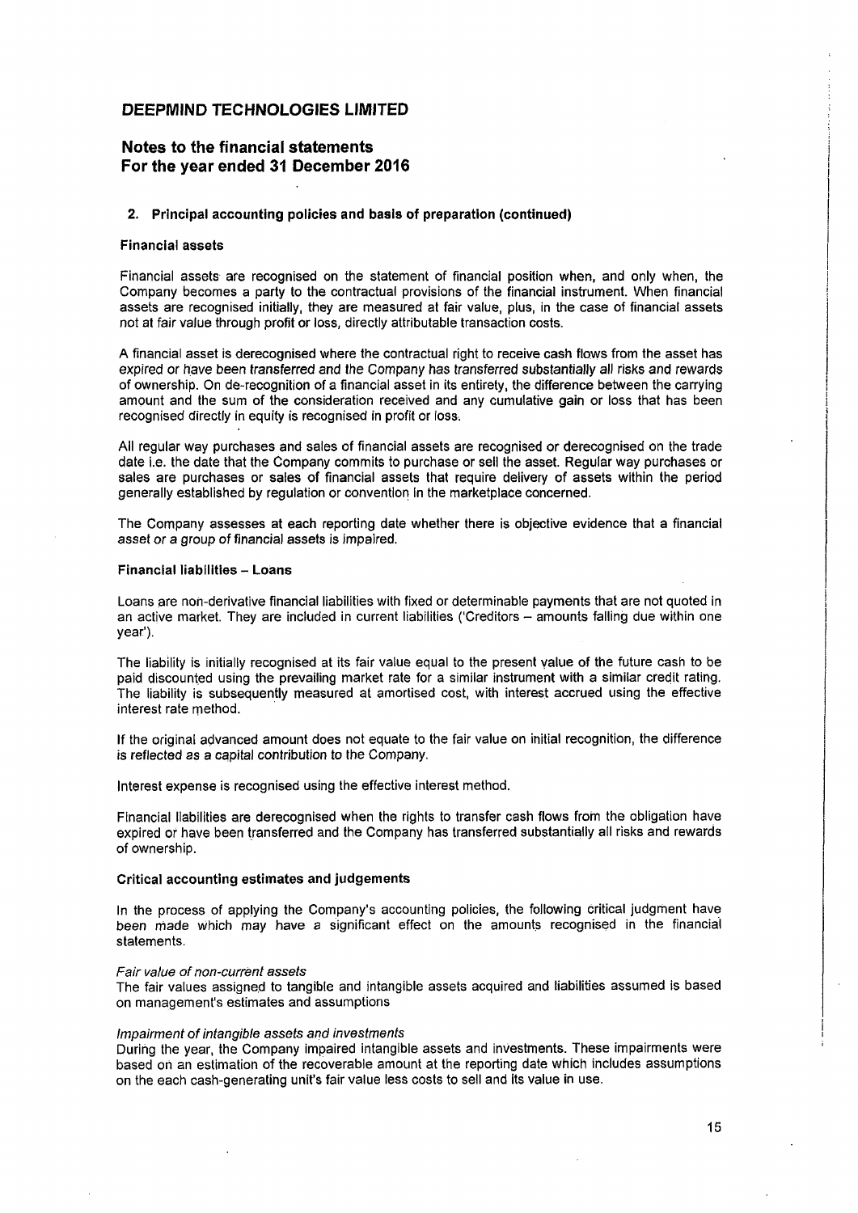## 2. Principal accounting policies and basis of preparation (continued)

### Financial assets

Financial assets are recognised on the statement of financial position when, and only when, the Company becomes a party to the contractual provisions of the financial instrument. When financial assets are recognised initially, they are measured at fair value, plus, in the case of financial assets not at fair value through profit or loss, directly attributable transaction costs.

A financial asset is derecognised where the contractual right to receive cash flows from the asset has expired or have been transferred and the Company has transferred substantially all risks and rewards of ownership. On de-recognition of a financial asset in its entirety, the difference between the carrying amount and the sum of the consideration received and any cumulative gain or loss that has been recognised directly in equity is recognised in profit or loss.

All regular way purchases and sales of financial assets are recognised or derecognised on the trade date i.e. the date that the Company commits to purchase or sell the asset. Regular way purchases or sales are purchases or sales of financial assets that require delivery of assets within the period generally established by regulation or convention in the marketplace concerned.

The Company assesses at each reporting date whether there is objective evidence that a financial asset or a group of financial assets is impaired.

### Financial liabilities – Loans

Loans are non-derivative financial liabilities with fixed or determinable payments that are not quoted in an active market. They are included in current liabilities ('Creditors – amounts falling due within one year').

The liability is initially recognised at its fair value equal to the present value of the future cash to be paid discounted using the prevailing market rate for a similar instrument with a similar credit rating. The liability is subsequently measured at amortised cost, with interest accrued using the effective interest rate method.

If the original advanced amount does not equate to the fair value on initial recognition, the difference is reflected as a capital contribution to the Company.

Interest expense is recognised using the effective interest method.

Financial liabilities are derecognised when the rights to transfer cash flows from the obligation have expired or have been transferred and the Company has transferred substantially all risks and rewards of ownership.

### Critical accounting estimates and judgements

In the process of applying the Company's accounting policies, the following critical judgment have been made which may have a significant effect on the amounts recognised in the financial statements.

*Fair value of non-current assets*
The fair values assigned to tangible and intangible assets acquired and liabilities assumed is based on management's estimates and assumptions

*Impairment of intangible assets and investments*
During the year, the Company impaired intangible assets and investments. These impairments were based on an estimation of the recoverable amount at the reporting date which includes assumptions on the each cash-generating unit's fair value less costs to sell and its value in use.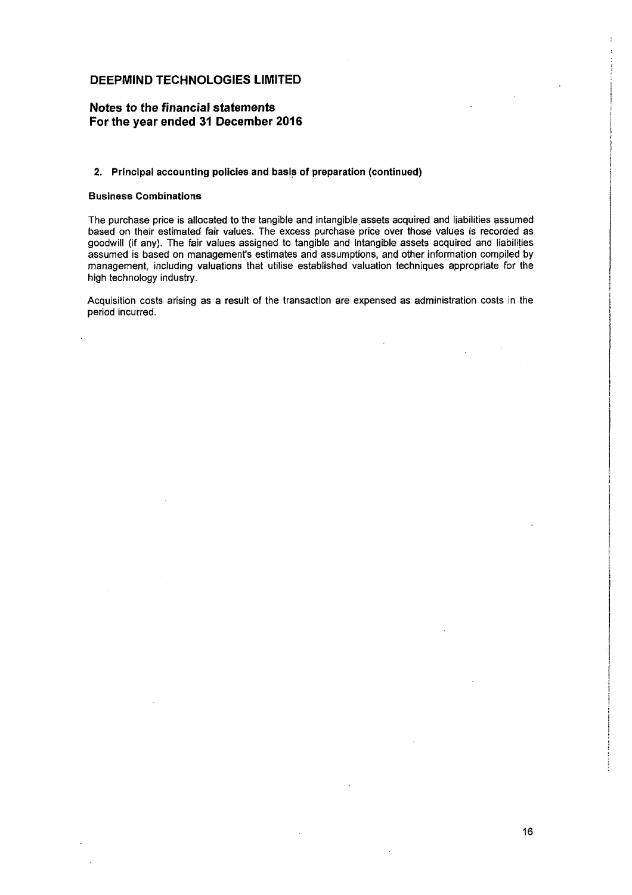## 2. Principal accounting policies and basis of preparation (continued)

### Business Combinations

The purchase price is allocated to the tangible and intangible assets acquired and liabilities assumed based on their estimated fair values. The excess purchase price over those values is recorded as goodwill (if any). The fair values assigned to tangible and intangible assets acquired and liabilities assumed is based on management's estimates and assumptions, and other information compiled by management, including valuations that utilise established valuation techniques appropriate for the high technology industry.

Acquisition costs arising as a result of the transaction are expensed as administration costs in the period incurred.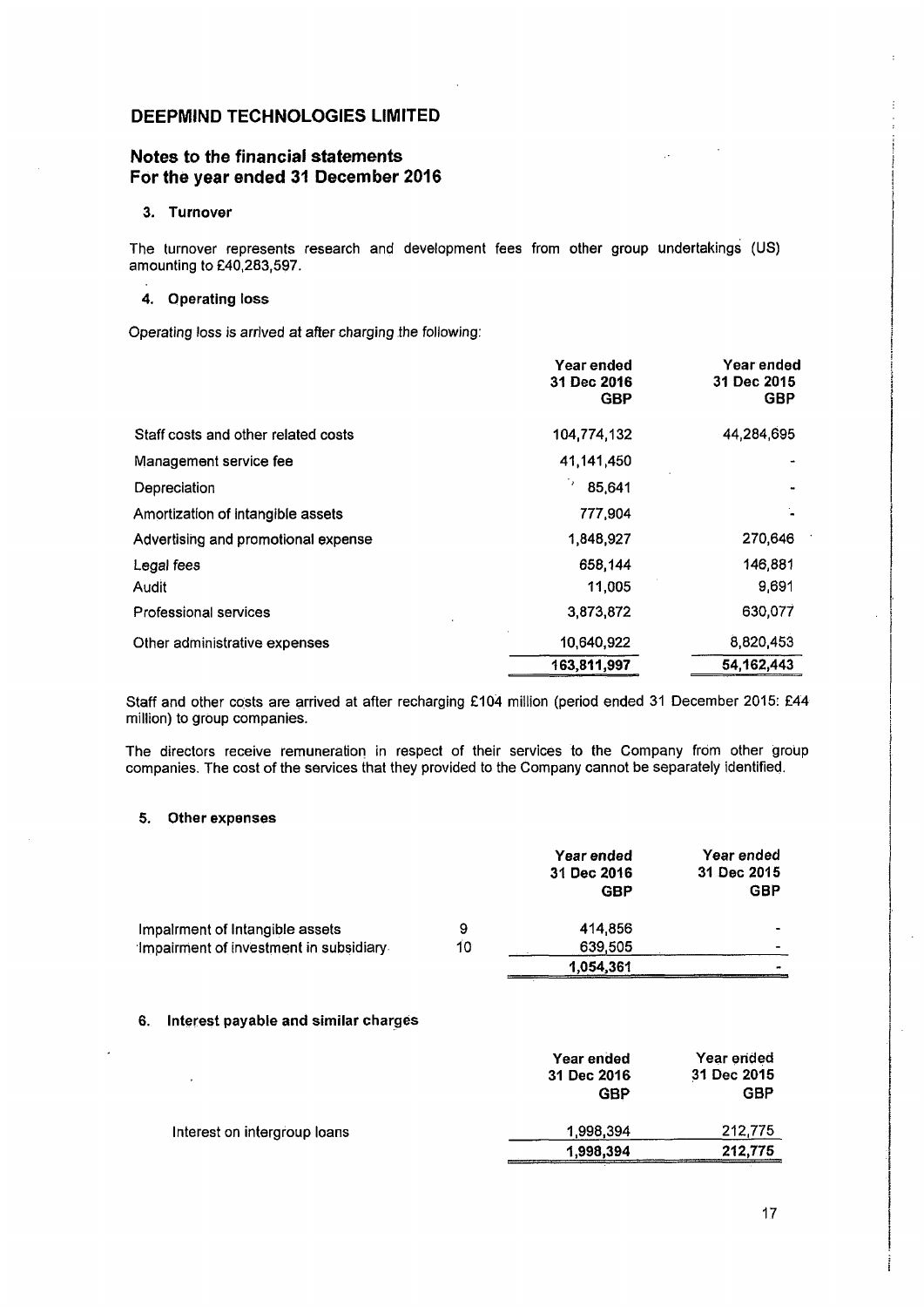# DEEPMIND TECHNOLOGIES LIMITED

## Notes to the financial statements
## For the year ended 31 December 2016

### 3. Turnover

The turnover represents research and development fees from other group undertakings (US) amounting to £40,283,597.

### 4. Operating loss

Operating loss is arrived at after charging the following:

| | Year ended 31 Dec 2016 GBP | Year ended 31 Dec 2015 GBP |
|---|---|---|
| Staff costs and other related costs | 104,774,132 | 44,284,695 |
| Management service fee | 41,141,450 | - |
| Depreciation | 85,641 | - |
| Amortization of intangible assets | 777,904 | - |
| Advertising and promotional expense | 1,848,927 | 270,646 |
| Legal fees | 658,144 | 146,881 |
| Audit | 11,005 | 9,691 |
| Professional services | 3,873,872 | 630,077 |
| Other administrative expenses | 10,640,922 | 8,820,453 |
| | 163,811,997 | 54,162,443 |

Staff and other costs are arrived at after recharging £104 million (period ended 31 December 2015: £44 million) to group companies.

The directors receive remuneration in respect of their services to the Company from other group companies. The cost of the services that they provided to the Company cannot be separately identified.

### 5. Other expenses

| | | Year ended 31 Dec 2016 GBP | Year ended 31 Dec 2015 GBP |
|---|---|---|---|
| Impairment of Intangible assets | 9 | 414,856 | - |
| Impairment of investment in subsidiary | 10 | 639,505 | - |
| | | 1,054,361 | - |

### 6. Interest payable and similar charges

| | Year ended 31 Dec 2016 GBP | Year ended 31 Dec 2015 GBP |
|---|---|---|
| Interest on intergroup loans | 1,998,394 | 212,775 |
| | 1,998,394 | 212,775 |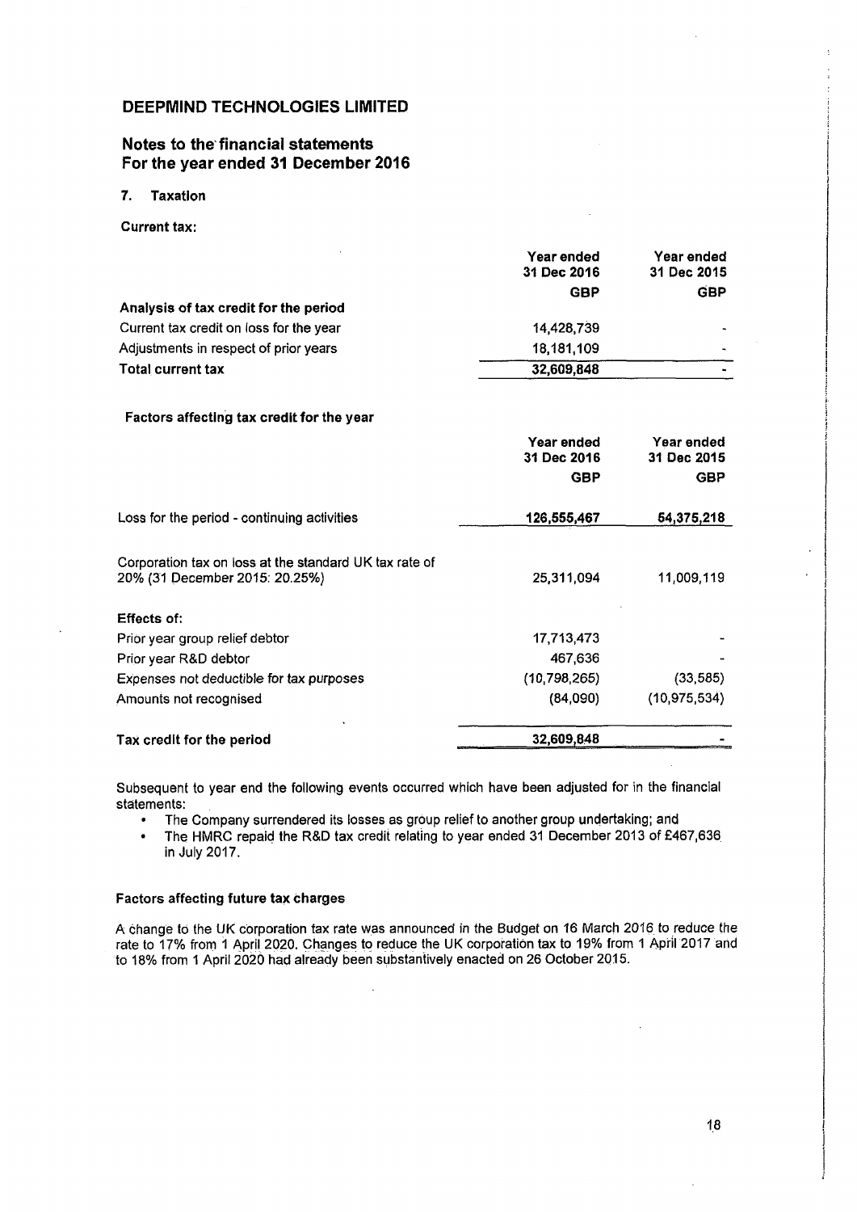# DEEPMIND TECHNOLOGIES LIMITED

## Notes to the financial statements
## For the year ended 31 December 2016

### 7. Taxation

**Current tax:**

| | Year ended 31 Dec 2016 | Year ended 31 Dec 2015 |
|---|---|---|
| | **GBP** | **GBP** |
| **Analysis of tax credit for the period** | | |
| Current tax credit on loss for the year | 14,428,739 | - |
| Adjustments in respect of prior years | 18,181,109 | - |
| **Total current tax** | **32,609,848** | **-** |

**Factors affecting tax credit for the year**

| | Year ended 31 Dec 2016 | Year ended 31 Dec 2015 |
|---|---|---|
| | **GBP** | **GBP** |
| Loss for the period - continuing activities | **126,555,467** | **54,375,218** |
| Corporation tax on loss at the standard UK tax rate of 20% (31 December 2015: 20.25%) | 25,311,094 | 11,009,119 |
| **Effects of:** | | |
| Prior year group relief debtor | 17,713,473 | - |
| Prior year R&D debtor | 467,636 | - |
| Expenses not deductible for tax purposes | (10,798,265) | (33,585) |
| Amounts not recognised | (84,090) | (10,975,534) |
| **Tax credit for the period** | **32,609,848** | **-** |

Subsequent to year end the following events occurred which have been adjusted for in the financial statements:

- The Company surrendered its losses as group relief to another group undertaking; and
- The HMRC repaid the R&D tax credit relating to year ended 31 December 2013 of £467,636 in July 2017.

**Factors affecting future tax charges**

A change to the UK corporation tax rate was announced in the Budget on 16 March 2016 to reduce the rate to 17% from 1 April 2020. Changes to reduce the UK corporation tax to 19% from 1 April 2017 and to 18% from 1 April 2020 had already been substantively enacted on 26 October 2015.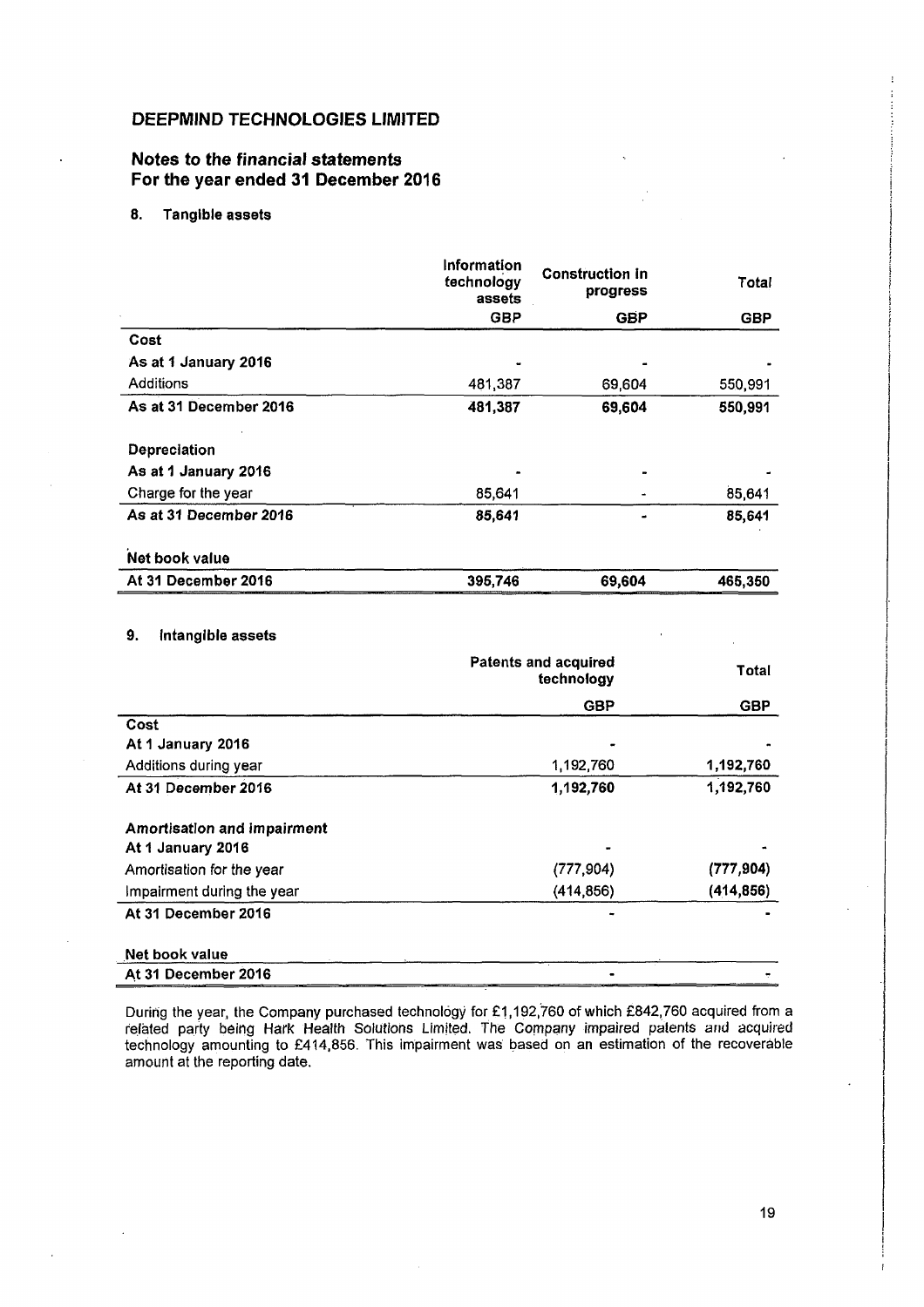## DEEPMIND TECHNOLOGIES LIMITED

### Notes to the financial statements
### For the year ended 31 December 2016

#### 8. Tangible assets

| | Information technology assets | Construction in progress | Total |
|---|---|---|---|
| | GBP | GBP | GBP |
| **Cost** | | | |
| **As at 1 January 2016** | - | - | - |
| Additions | 481,387 | 69,604 | 550,991 |
| **As at 31 December 2016** | **481,387** | **69,604** | **550,991** |
| **Depreciation** | | | |
| **As at 1 January 2016** | - | - | - |
| Charge for the year | 85,641 | - | 85,641 |
| **As at 31 December 2016** | **85,641** | **-** | **85,641** |
| **Net book value** | | | |
| **At 31 December 2016** | **395,746** | **69,604** | **465,350** |

#### 9. Intangible assets

| | Patents and acquired technology | Total |
|---|---|---|
| | GBP | GBP |
| **Cost** | | |
| **At 1 January 2016** | - | - |
| Additions during year | 1,192,760 | **1,192,760** |
| **At 31 December 2016** | **1,192,760** | **1,192,760** |
| **Amortisation and impairment** | | |
| **At 1 January 2016** | - | - |
| Amortisation for the year | (777,904) | **(777,904)** |
| Impairment during the year | (414,856) | **(414,856)** |
| **At 31 December 2016** | - | - |
| **Net book value** | | |
| **At 31 December 2016** | - | - |

During the year, the Company purchased technology for £1,192,760 of which £842,760 acquired from a related party being Hark Health Solutions Limited. The Company impaired patents and acquired technology amounting to £414,856. This impairment was based on an estimation of the recoverable amount at the reporting date.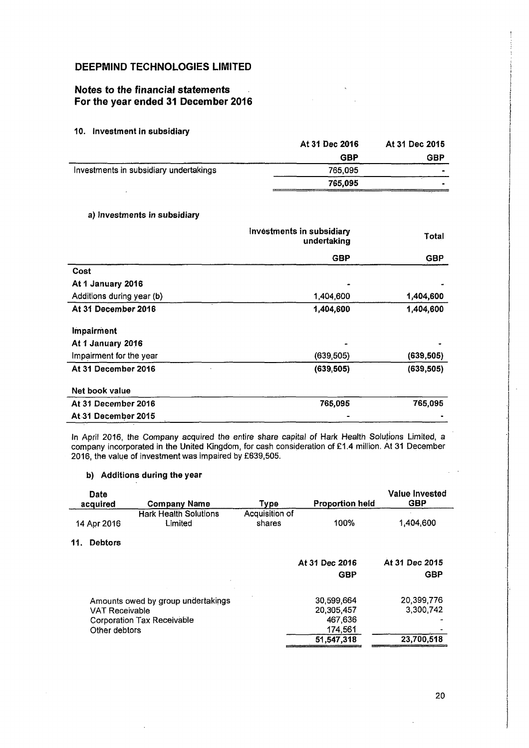# DEEPMIND TECHNOLOGIES LIMITED

## Notes to the financial statements
## For the year ended 31 December 2016

### 10. Investment in subsidiary

| | At 31 Dec 2016 | At 31 Dec 2015 |
|---|---|---|
| | GBP | GBP |
| Investments in subsidiary undertakings | 765,095 | - |
| | 765,095 | - |

#### a) Investments in subsidiary

| | Investments in subsidiary undertaking | Total |
|---|---|---|
| | GBP | GBP |
| **Cost** | | |
| **At 1 January 2016** | - | - |
| Additions during year (b) | 1,404,600 | 1,404,600 |
| **At 31 December 2016** | **1,404,600** | **1,404,600** |
| **Impairment** | | |
| **At 1 January 2016** | - | - |
| Impairment for the year | (639,505) | (639,505) |
| **At 31 December 2016** | **(639,505)** | **(639,505)** |
| **Net book value** | | |
| **At 31 December 2016** | 765,095 | 765,095 |
| **At 31 December 2015** | - | - |

In April 2016, the Company acquired the entire share capital of Hark Health Solutions Limited, a company incorporated in the United Kingdom, for cash consideration of £1.4 million. At 31 December 2016, the value of investment was impaired by £639,505.

#### b) Additions during the year

| Date acquired | Company Name | Type | Proportion held | Value Invested GBP |
|---|---|---|---|---|
| 14 Apr 2016 | Hark Health Solutions Limited | Acquisition of shares | 100% | 1,404,600 |

### 11. Debtors

| | At 31 Dec 2016 | At 31 Dec 2015 |
|---|---|---|
| | GBP | GBP |
| Amounts owed by group undertakings | 30,599,664 | 20,399,776 |
| VAT Receivable | 20,305,457 | 3,300,742 |
| Corporation Tax Receivable | 467,636 | - |
| Other debtors | 174,561 | - |
| | 51,547,318 | 23,700,518 |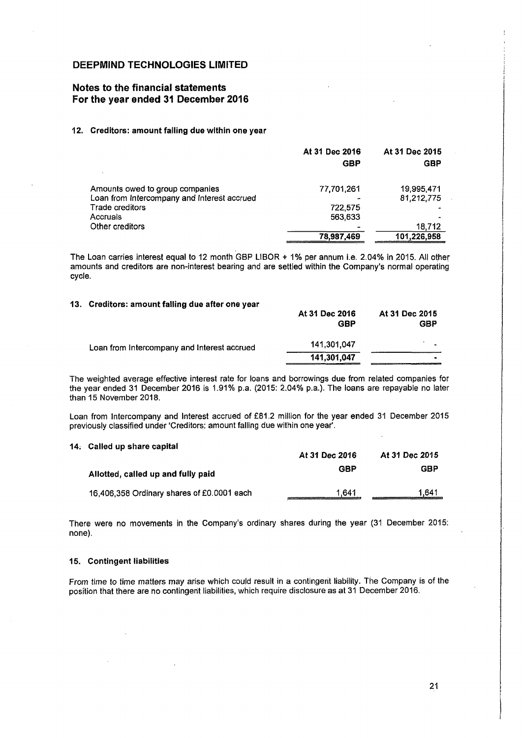## DEEPMIND TECHNOLOGIES LIMITED

## Notes to the financial statements
## For the year ended 31 December 2016

### 12. Creditors: amount falling due within one year

| | At 31 Dec 2016 | At 31 Dec 2015 |
|---|---|---|
| | GBP | GBP |
| Amounts owed to group companies | 77,701,261 | 19,995,471 |
| Loan from Intercompany and Interest accrued | - | 81,212,775 |
| Trade creditors | 722,575 | - |
| Accruals | 563,633 | - |
| Other creditors | - | 18,712 |
| | **78,987,469** | **101,226,958** |

The Loan carries interest equal to 12 month GBP LIBOR + 1% per annum i.e. 2.04% in 2015. All other amounts and creditors are non-interest bearing and are settled within the Company's normal operating cycle.

### 13. Creditors: amount falling due after one year

| | At 31 Dec 2016 | At 31 Dec 2015 |
|---|---|---|
| | GBP | GBP |
| Loan from Intercompany and Interest accrued | 141,301,047 | - |
| | **141,301,047** | **-** |

The weighted average effective interest rate for loans and borrowings due from related companies for the year ended 31 December 2016 is 1.91% p.a. (2015: 2.04% p.a.). The loans are repayable no later than 15 November 2018.

Loan from Intercompany and Interest accrued of £81.2 million for the year ended 31 December 2015 previously classified under 'Creditors: amount falling due within one year'.

### 14. Called up share capital

| | At 31 Dec 2016 | At 31 Dec 2015 |
|---|---|---|
| **Allotted, called up and fully paid** | GBP | GBP |
| 16,406,358 Ordinary shares of £0.0001 each | 1,641 | 1,641 |

There were no movements in the Company's ordinary shares during the year (31 December 2015: none).

### 15. Contingent liabilities

From time to time matters may arise which could result in a contingent liability. The Company is of the position that there are no contingent liabilities, which require disclosure as at 31 December 2016.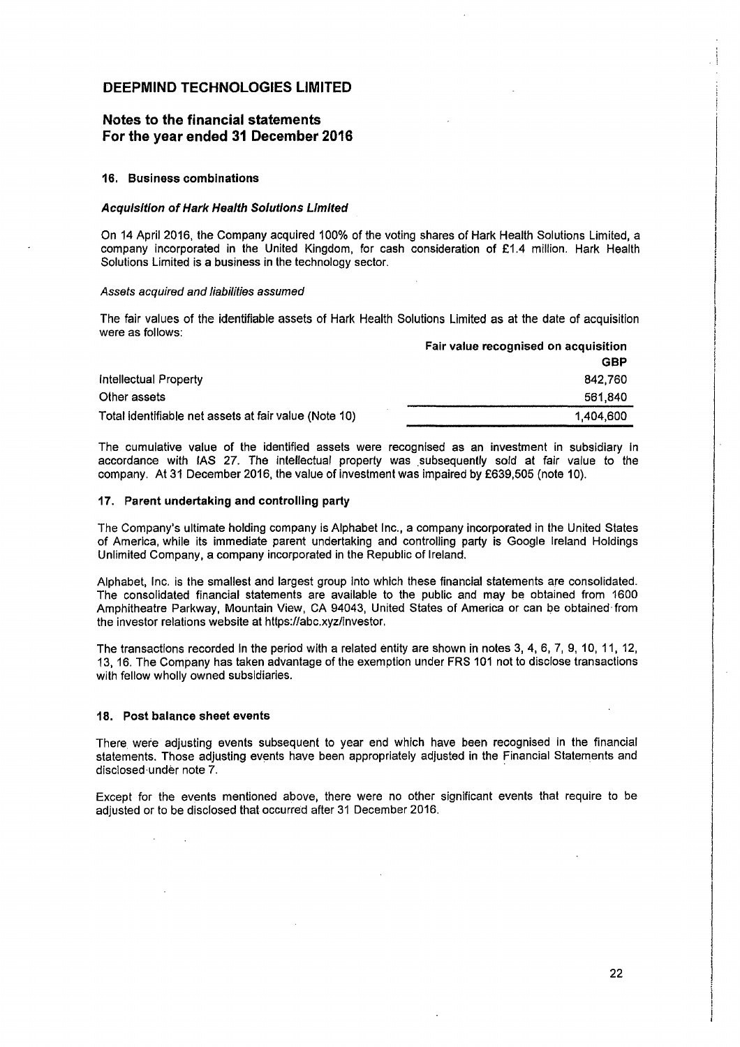# DEEPMIND TECHNOLOGIES LIMITED

## Notes to the financial statements
## For the year ended 31 December 2016

### 16. Business combinations

***Acquisition of Hark Health Solutions Limited***

On 14 April 2016, the Company acquired 100% of the voting shares of Hark Health Solutions Limited, a company incorporated in the United Kingdom, for cash consideration of £1.4 million. Hark Health Solutions Limited is a business in the technology sector.

*Assets acquired and liabilities assumed*

The fair values of the identifiable assets of Hark Health Solutions Limited as at the date of acquisition were as follows:

| | Fair value recognised on acquisition |
|---|---|
| | GBP |
| Intellectual Property | 842,760 |
| Other assets | 561,840 |
| Total identifiable net assets at fair value (Note 10) | 1,404,600 |

The cumulative value of the identified assets were recognised as an investment in subsidiary in accordance with IAS 27. The intellectual property was subsequently sold at fair value to the company. At 31 December 2016, the value of investment was impaired by £639,505 (note 10).

### 17. Parent undertaking and controlling party

The Company's ultimate holding company is Alphabet Inc., a company incorporated in the United States of America, while its immediate parent undertaking and controlling party is Google Ireland Holdings Unlimited Company, a company incorporated in the Republic of Ireland.

Alphabet, Inc. is the smallest and largest group into which these financial statements are consolidated. The consolidated financial statements are available to the public and may be obtained from 1600 Amphitheatre Parkway, Mountain View, CA 94043, United States of America or can be obtained from the investor relations website at https://abc.xyz/investor.

The transactions recorded in the period with a related entity are shown in notes 3, 4, 6, 7, 9, 10, 11, 12, 13, 16. The Company has taken advantage of the exemption under FRS 101 not to disclose transactions with fellow wholly owned subsidiaries.

### 18. Post balance sheet events

There were adjusting events subsequent to year end which have been recognised in the financial statements. Those adjusting events have been appropriately adjusted in the Financial Statements and disclosed under note 7.

Except for the events mentioned above, there were no other significant events that require to be adjusted or to be disclosed that occurred after 31 December 2016.